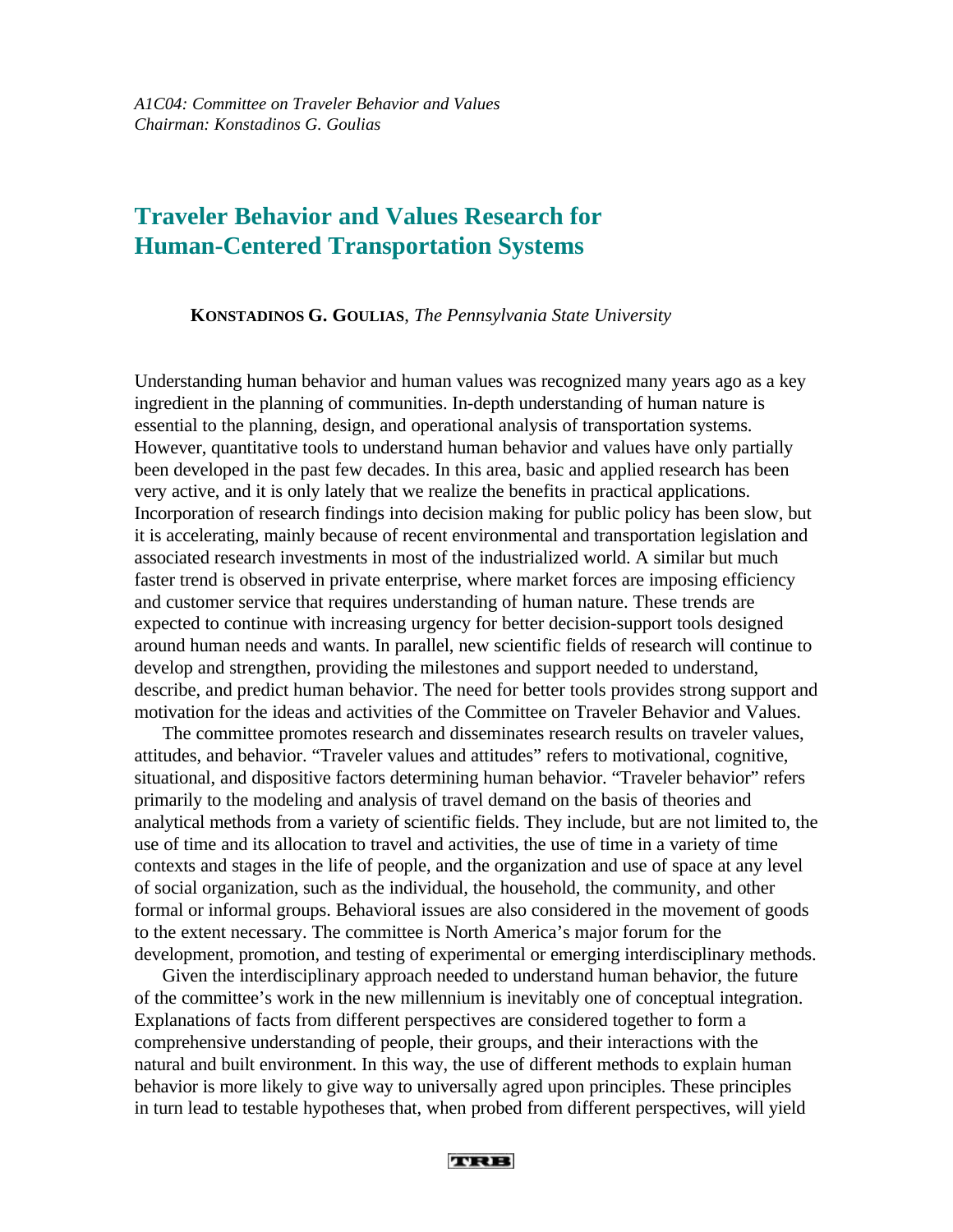*A1C04: Committee on Traveler Behavior and Values*
*Chairman: Konstadinos G. Goulias*

# Traveler Behavior and Values Research for Human-Centered Transportation Systems

**KONSTADINOS G. GOULIAS**, *The Pennsylvania State University*

Understanding human behavior and human values was recognized many years ago as a key ingredient in the planning of communities. In-depth understanding of human nature is essential to the planning, design, and operational analysis of transportation systems. However, quantitative tools to understand human behavior and values have only partially been developed in the past few decades. In this area, basic and applied research has been very active, and it is only lately that we realize the benefits in practical applications. Incorporation of research findings into decision making for public policy has been slow, but it is accelerating, mainly because of recent environmental and transportation legislation and associated research investments in most of the industrialized world. A similar but much faster trend is observed in private enterprise, where market forces are imposing efficiency and customer service that requires understanding of human nature. These trends are expected to continue with increasing urgency for better decision-support tools designed around human needs and wants. In parallel, new scientific fields of research will continue to develop and strengthen, providing the milestones and support needed to understand, describe, and predict human behavior. The need for better tools provides strong support and motivation for the ideas and activities of the Committee on Traveler Behavior and Values.

The committee promotes research and disseminates research results on traveler values, attitudes, and behavior. "Traveler values and attitudes" refers to motivational, cognitive, situational, and dispositive factors determining human behavior. "Traveler behavior" refers primarily to the modeling and analysis of travel demand on the basis of theories and analytical methods from a variety of scientific fields. They include, but are not limited to, the use of time and its allocation to travel and activities, the use of time in a variety of time contexts and stages in the life of people, and the organization and use of space at any level of social organization, such as the individual, the household, the community, and other formal or informal groups. Behavioral issues are also considered in the movement of goods to the extent necessary. The committee is North America's major forum for the development, promotion, and testing of experimental or emerging interdisciplinary methods.

Given the interdisciplinary approach needed to understand human behavior, the future of the committee's work in the new millennium is inevitably one of conceptual integration. Explanations of facts from different perspectives are considered together to form a comprehensive understanding of people, their groups, and their interactions with the natural and built environment. In this way, the use of different methods to explain human behavior is more likely to give way to universally agred upon principles. These principles in turn lead to testable hypotheses that, when probed from different perspectives, will yield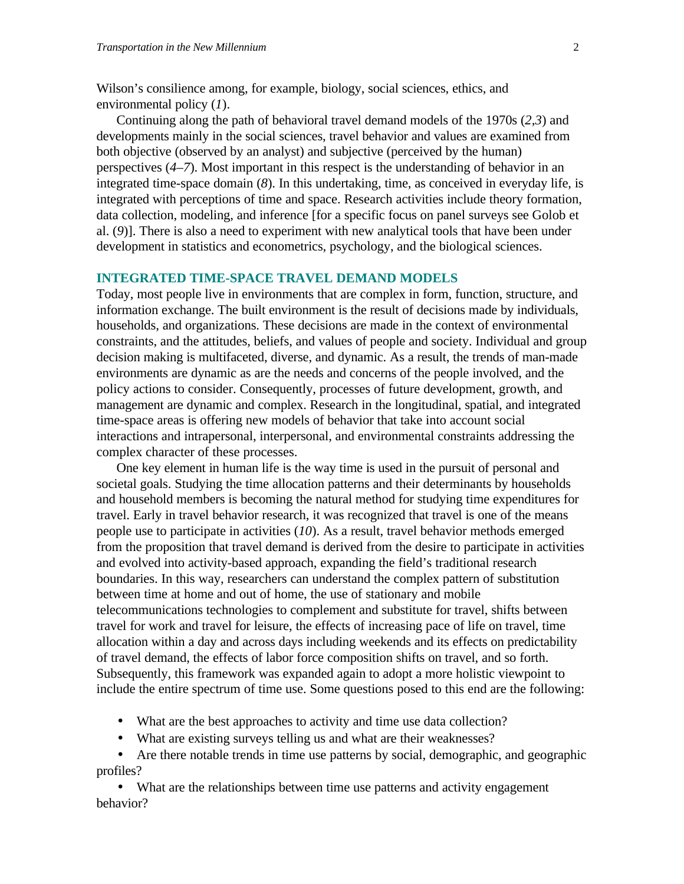Wilson's consilience among, for example, biology, social sciences, ethics, and environmental policy (*1*).

Continuing along the path of behavioral travel demand models of the 1970s (*2*,*3*) and developments mainly in the social sciences, travel behavior and values are examined from both objective (observed by an analyst) and subjective (perceived by the human) perspectives (*4–7*). Most important in this respect is the understanding of behavior in an integrated time-space domain (*8*). In this undertaking, time, as conceived in everyday life, is integrated with perceptions of time and space. Research activities include theory formation, data collection, modeling, and inference [for a specific focus on panel surveys see Golob et al. (*9*)]. There is also a need to experiment with new analytical tools that have been under development in statistics and econometrics, psychology, and the biological sciences.

## INTEGRATED TIME-SPACE TRAVEL DEMAND MODELS

Today, most people live in environments that are complex in form, function, structure, and information exchange. The built environment is the result of decisions made by individuals, households, and organizations. These decisions are made in the context of environmental constraints, and the attitudes, beliefs, and values of people and society. Individual and group decision making is multifaceted, diverse, and dynamic. As a result, the trends of man-made environments are dynamic as are the needs and concerns of the people involved, and the policy actions to consider. Consequently, processes of future development, growth, and management are dynamic and complex. Research in the longitudinal, spatial, and integrated time-space areas is offering new models of behavior that take into account social interactions and intrapersonal, interpersonal, and environmental constraints addressing the complex character of these processes.

One key element in human life is the way time is used in the pursuit of personal and societal goals. Studying the time allocation patterns and their determinants by households and household members is becoming the natural method for studying time expenditures for travel. Early in travel behavior research, it was recognized that travel is one of the means people use to participate in activities (*10*). As a result, travel behavior methods emerged from the proposition that travel demand is derived from the desire to participate in activities and evolved into activity-based approach, expanding the field's traditional research boundaries. In this way, researchers can understand the complex pattern of substitution between time at home and out of home, the use of stationary and mobile telecommunications technologies to complement and substitute for travel, shifts between travel for work and travel for leisure, the effects of increasing pace of life on travel, time allocation within a day and across days including weekends and its effects on predictability of travel demand, the effects of labor force composition shifts on travel, and so forth. Subsequently, this framework was expanded again to adopt a more holistic viewpoint to include the entire spectrum of time use. Some questions posed to this end are the following:

- What are the best approaches to activity and time use data collection?
- What are existing surveys telling us and what are their weaknesses?
- Are there notable trends in time use patterns by social, demographic, and geographic profiles?
- What are the relationships between time use patterns and activity engagement behavior?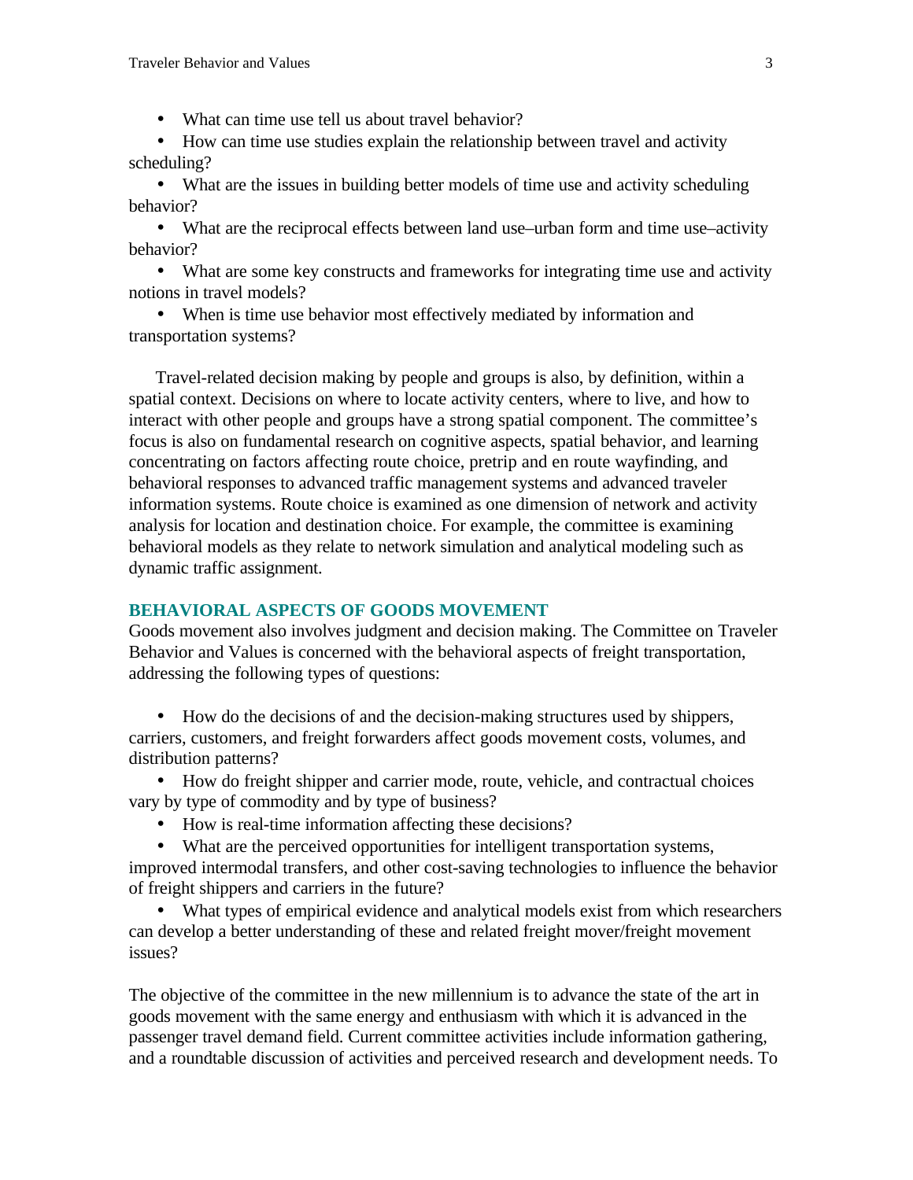- What can time use tell us about travel behavior?
- How can time use studies explain the relationship between travel and activity scheduling?
- What are the issues in building better models of time use and activity scheduling behavior?
- What are the reciprocal effects between land use–urban form and time use–activity behavior?
- What are some key constructs and frameworks for integrating time use and activity notions in travel models?
- When is time use behavior most effectively mediated by information and transportation systems?

Travel-related decision making by people and groups is also, by definition, within a spatial context. Decisions on where to locate activity centers, where to live, and how to interact with other people and groups have a strong spatial component. The committee's focus is also on fundamental research on cognitive aspects, spatial behavior, and learning concentrating on factors affecting route choice, pretrip and en route wayfinding, and behavioral responses to advanced traffic management systems and advanced traveler information systems. Route choice is examined as one dimension of network and activity analysis for location and destination choice. For example, the committee is examining behavioral models as they relate to network simulation and analytical modeling such as dynamic traffic assignment.

## BEHAVIORAL ASPECTS OF GOODS MOVEMENT

Goods movement also involves judgment and decision making. The Committee on Traveler Behavior and Values is concerned with the behavioral aspects of freight transportation, addressing the following types of questions:

- How do the decisions of and the decision-making structures used by shippers, carriers, customers, and freight forwarders affect goods movement costs, volumes, and distribution patterns?
- How do freight shipper and carrier mode, route, vehicle, and contractual choices vary by type of commodity and by type of business?
- How is real-time information affecting these decisions?
- What are the perceived opportunities for intelligent transportation systems, improved intermodal transfers, and other cost-saving technologies to influence the behavior of freight shippers and carriers in the future?
- What types of empirical evidence and analytical models exist from which researchers can develop a better understanding of these and related freight mover/freight movement issues?

The objective of the committee in the new millennium is to advance the state of the art in goods movement with the same energy and enthusiasm with which it is advanced in the passenger travel demand field. Current committee activities include information gathering, and a roundtable discussion of activities and perceived research and development needs. To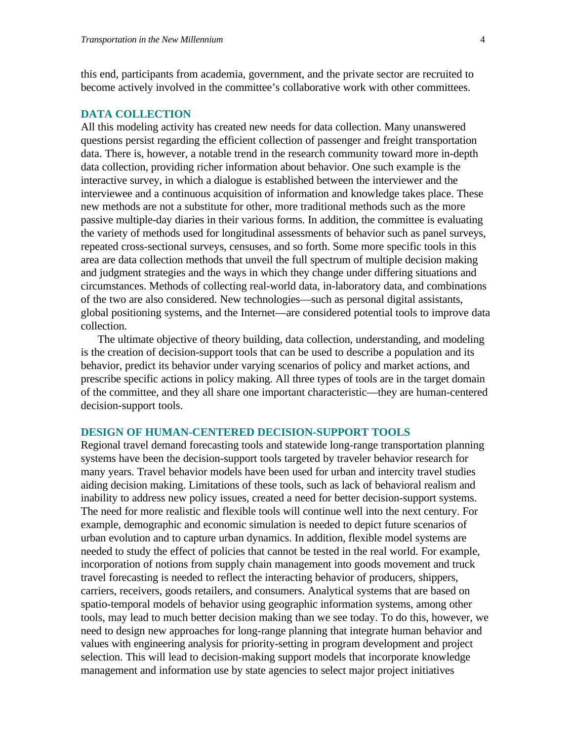this end, participants from academia, government, and the private sector are recruited to become actively involved in the committee's collaborative work with other committees.

## DATA COLLECTION

All this modeling activity has created new needs for data collection. Many unanswered questions persist regarding the efficient collection of passenger and freight transportation data. There is, however, a notable trend in the research community toward more in-depth data collection, providing richer information about behavior. One such example is the interactive survey, in which a dialogue is established between the interviewer and the interviewee and a continuous acquisition of information and knowledge takes place. These new methods are not a substitute for other, more traditional methods such as the more passive multiple-day diaries in their various forms. In addition, the committee is evaluating the variety of methods used for longitudinal assessments of behavior such as panel surveys, repeated cross-sectional surveys, censuses, and so forth. Some more specific tools in this area are data collection methods that unveil the full spectrum of multiple decision making and judgment strategies and the ways in which they change under differing situations and circumstances. Methods of collecting real-world data, in-laboratory data, and combinations of the two are also considered. New technologies—such as personal digital assistants, global positioning systems, and the Internet—are considered potential tools to improve data collection.

The ultimate objective of theory building, data collection, understanding, and modeling is the creation of decision-support tools that can be used to describe a population and its behavior, predict its behavior under varying scenarios of policy and market actions, and prescribe specific actions in policy making. All three types of tools are in the target domain of the committee, and they all share one important characteristic—they are human-centered decision-support tools.

## DESIGN OF HUMAN-CENTERED DECISION-SUPPORT TOOLS

Regional travel demand forecasting tools and statewide long-range transportation planning systems have been the decision-support tools targeted by traveler behavior research for many years. Travel behavior models have been used for urban and intercity travel studies aiding decision making. Limitations of these tools, such as lack of behavioral realism and inability to address new policy issues, created a need for better decision-support systems. The need for more realistic and flexible tools will continue well into the next century. For example, demographic and economic simulation is needed to depict future scenarios of urban evolution and to capture urban dynamics. In addition, flexible model systems are needed to study the effect of policies that cannot be tested in the real world. For example, incorporation of notions from supply chain management into goods movement and truck travel forecasting is needed to reflect the interacting behavior of producers, shippers, carriers, receivers, goods retailers, and consumers. Analytical systems that are based on spatio-temporal models of behavior using geographic information systems, among other tools, may lead to much better decision making than we see today. To do this, however, we need to design new approaches for long-range planning that integrate human behavior and values with engineering analysis for priority-setting in program development and project selection. This will lead to decision-making support models that incorporate knowledge management and information use by state agencies to select major project initiatives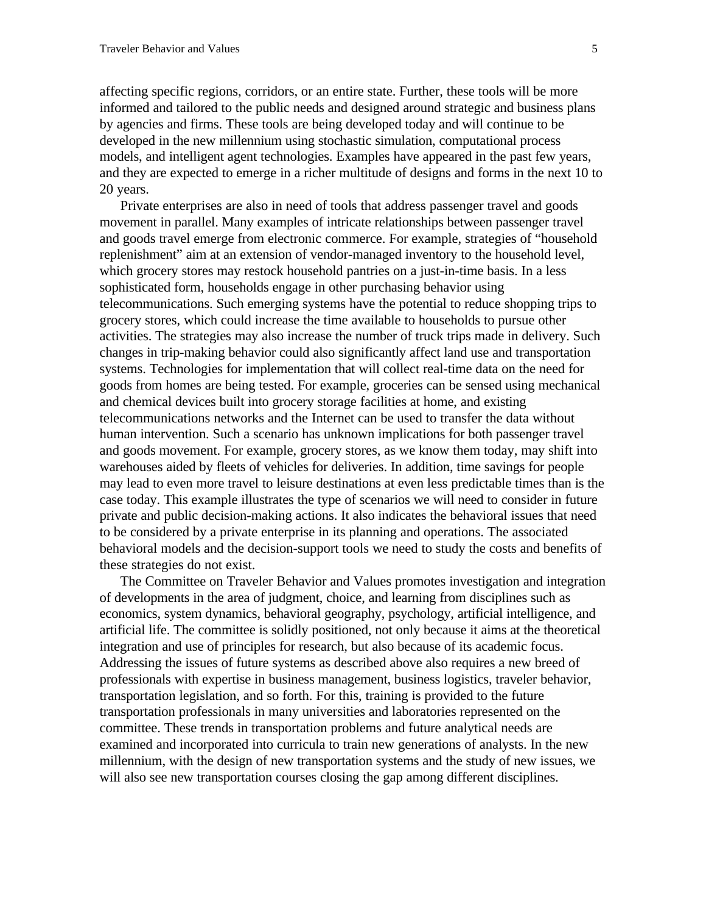affecting specific regions, corridors, or an entire state. Further, these tools will be more informed and tailored to the public needs and designed around strategic and business plans by agencies and firms. These tools are being developed today and will continue to be developed in the new millennium using stochastic simulation, computational process models, and intelligent agent technologies. Examples have appeared in the past few years, and they are expected to emerge in a richer multitude of designs and forms in the next 10 to 20 years.

Private enterprises are also in need of tools that address passenger travel and goods movement in parallel. Many examples of intricate relationships between passenger travel and goods travel emerge from electronic commerce. For example, strategies of "household replenishment" aim at an extension of vendor-managed inventory to the household level, which grocery stores may restock household pantries on a just-in-time basis. In a less sophisticated form, households engage in other purchasing behavior using telecommunications. Such emerging systems have the potential to reduce shopping trips to grocery stores, which could increase the time available to households to pursue other activities. The strategies may also increase the number of truck trips made in delivery. Such changes in trip-making behavior could also significantly affect land use and transportation systems. Technologies for implementation that will collect real-time data on the need for goods from homes are being tested. For example, groceries can be sensed using mechanical and chemical devices built into grocery storage facilities at home, and existing telecommunications networks and the Internet can be used to transfer the data without human intervention. Such a scenario has unknown implications for both passenger travel and goods movement. For example, grocery stores, as we know them today, may shift into warehouses aided by fleets of vehicles for deliveries. In addition, time savings for people may lead to even more travel to leisure destinations at even less predictable times than is the case today. This example illustrates the type of scenarios we will need to consider in future private and public decision-making actions. It also indicates the behavioral issues that need to be considered by a private enterprise in its planning and operations. The associated behavioral models and the decision-support tools we need to study the costs and benefits of these strategies do not exist.

The Committee on Traveler Behavior and Values promotes investigation and integration of developments in the area of judgment, choice, and learning from disciplines such as economics, system dynamics, behavioral geography, psychology, artificial intelligence, and artificial life. The committee is solidly positioned, not only because it aims at the theoretical integration and use of principles for research, but also because of its academic focus. Addressing the issues of future systems as described above also requires a new breed of professionals with expertise in business management, business logistics, traveler behavior, transportation legislation, and so forth. For this, training is provided to the future transportation professionals in many universities and laboratories represented on the committee. These trends in transportation problems and future analytical needs are examined and incorporated into curricula to train new generations of analysts. In the new millennium, with the design of new transportation systems and the study of new issues, we will also see new transportation courses closing the gap among different disciplines.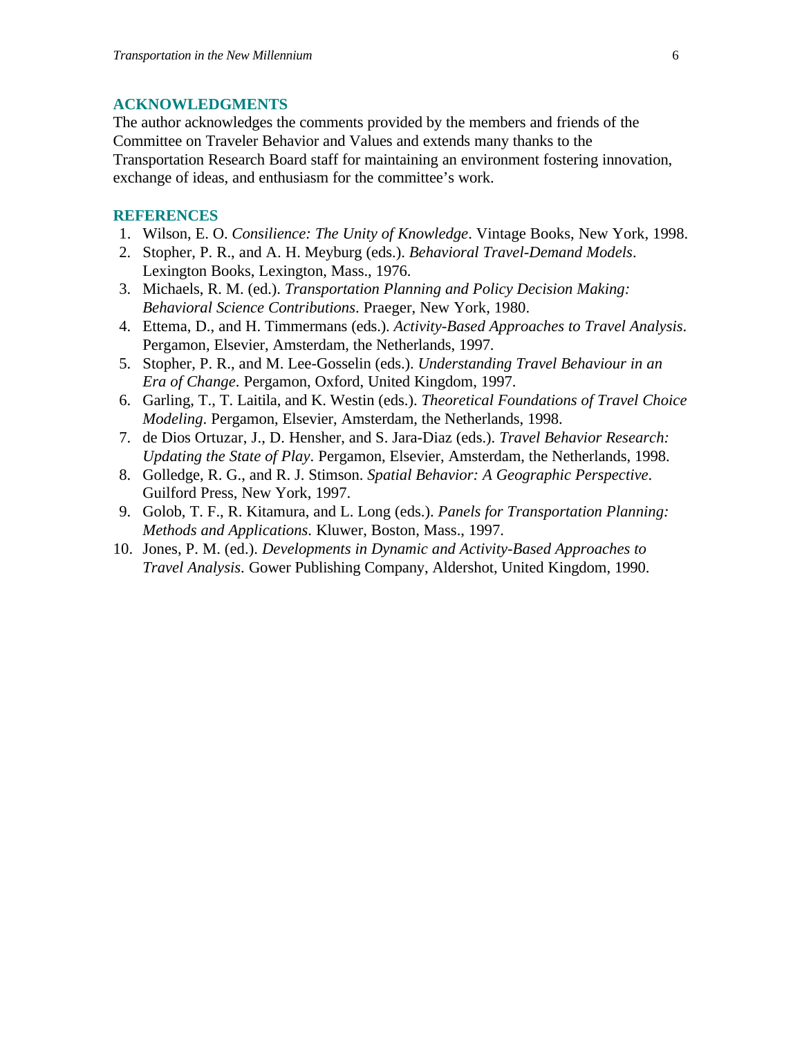## ACKNOWLEDGMENTS

The author acknowledges the comments provided by the members and friends of the Committee on Traveler Behavior and Values and extends many thanks to the Transportation Research Board staff for maintaining an environment fostering innovation, exchange of ideas, and enthusiasm for the committee's work.

## REFERENCES

1. Wilson, E. O. *Consilience: The Unity of Knowledge*. Vintage Books, New York, 1998.
2. Stopher, P. R., and A. H. Meyburg (eds.). *Behavioral Travel-Demand Models*. Lexington Books, Lexington, Mass., 1976.
3. Michaels, R. M. (ed.). *Transportation Planning and Policy Decision Making: Behavioral Science Contributions*. Praeger, New York, 1980.
4. Ettema, D., and H. Timmermans (eds.). *Activity-Based Approaches to Travel Analysis*. Pergamon, Elsevier, Amsterdam, the Netherlands, 1997.
5. Stopher, P. R., and M. Lee-Gosselin (eds.). *Understanding Travel Behaviour in an Era of Change*. Pergamon, Oxford, United Kingdom, 1997.
6. Garling, T., T. Laitila, and K. Westin (eds.). *Theoretical Foundations of Travel Choice Modeling*. Pergamon, Elsevier, Amsterdam, the Netherlands, 1998.
7. de Dios Ortuzar, J., D. Hensher, and S. Jara-Diaz (eds.). *Travel Behavior Research: Updating the State of Play*. Pergamon, Elsevier, Amsterdam, the Netherlands, 1998.
8. Golledge, R. G., and R. J. Stimson. *Spatial Behavior: A Geographic Perspective*. Guilford Press, New York, 1997.
9. Golob, T. F., R. Kitamura, and L. Long (eds.). *Panels for Transportation Planning: Methods and Applications*. Kluwer, Boston, Mass., 1997.
10. Jones, P. M. (ed.). *Developments in Dynamic and Activity-Based Approaches to Travel Analysis*. Gower Publishing Company, Aldershot, United Kingdom, 1990.